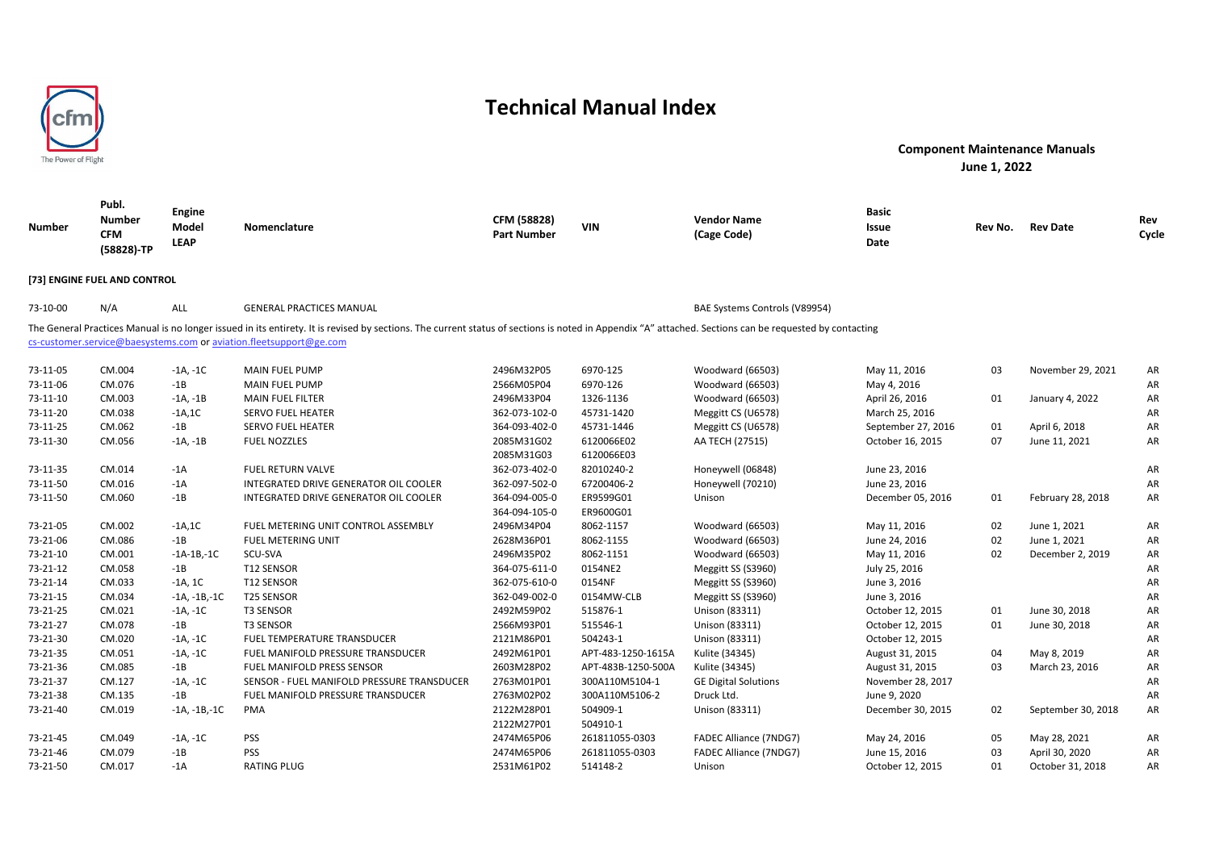# Technical Manual Index

**Component Maintenance Manuals**
**June 1, 2022**

| Number | Publ. Number CFM (58828)-TP | Engine Model LEAP | Nomenclature | CFM (58828) Part Number | VIN | Vendor Name (Cage Code) | Basic Issue Date | Rev No. | Rev Date | Rev Cycle |
|---|---|---|---|---|---|---|---|---|---|---|
| **[73] ENGINE FUEL AND CONTROL** | | | | | | | | | | |
| 73-10-00 | N/A | ALL | GENERAL PRACTICES MANUAL | | | BAE Systems Controls (V89954) | | | | |

The General Practices Manual is no longer issued in its entirety. It is revised by sections. The current status of sections is noted in Appendix "A" attached. Sections can be requested by contacting cs-customer.service@baesystems.com or aviation.fleetsupport@ge.com

| Number | Publ. Number CFM (58828)-TP | Engine Model LEAP | Nomenclature | CFM (58828) Part Number | VIN | Vendor Name (Cage Code) | Basic Issue Date | Rev No. | Rev Date | Rev Cycle |
|---|---|---|---|---|---|---|---|---|---|---|
| 73-11-05 | CM.004 | -1A, -1C | MAIN FUEL PUMP | 2496M32P05 | 6970-125 | Woodward (66503) | May 11, 2016 | 03 | November 29, 2021 | AR |
| 73-11-06 | CM.076 | -1B | MAIN FUEL PUMP | 2566M05P04 | 6970-126 | Woodward (66503) | May 4, 2016 | | | AR |
| 73-11-10 | CM.003 | -1A, -1B | MAIN FUEL FILTER | 2496M33P04 | 1326-1136 | Woodward (66503) | April 26, 2016 | 01 | January 4, 2022 | AR |
| 73-11-20 | CM.038 | -1A,1C | SERVO FUEL HEATER | 362-073-102-0 | 45731-1420 | Meggitt CS (U6578) | March 25, 2016 | | | AR |
| 73-11-25 | CM.062 | -1B | SERVO FUEL HEATER | 364-093-402-0 | 45731-1446 | Meggitt CS (U6578) | September 27, 2016 | 01 | April 6, 2018 | AR |
| 73-11-30 | CM.056 | -1A, -1B | FUEL NOZZLES | 2085M31G02<br>2085M31G03 | 6120066E02<br>6120066E03 | AA TECH (27515) | October 16, 2015 | 07 | June 11, 2021 | AR |
| 73-11-35 | CM.014 | -1A | FUEL RETURN VALVE | 362-073-402-0 | 82010240-2 | Honeywell (06848) | June 23, 2016 | | | AR |
| 73-11-50 | CM.016 | -1A | INTEGRATED DRIVE GENERATOR OIL COOLER | 362-097-502-0 | 67200406-2 | Honeywell (70210) | June 23, 2016 | | | AR |
| 73-11-50 | CM.060 | -1B | INTEGRATED DRIVE GENERATOR OIL COOLER | 364-094-005-0<br>364-094-105-0 | ER9599G01<br>ER9600G01 | Unison | December 05, 2016 | 01 | February 28, 2018 | AR |
| 73-21-05 | CM.002 | -1A,1C | FUEL METERING UNIT CONTROL ASSEMBLY | 2496M34P04 | 8062-1157 | Woodward (66503) | May 11, 2016 | 02 | June 1, 2021 | AR |
| 73-21-06 | CM.086 | -1B | FUEL METERING UNIT | 2628M36P01 | 8062-1155 | Woodward (66503) | June 24, 2016 | 02 | June 1, 2021 | AR |
| 73-21-10 | CM.001 | -1A-1B,-1C | SCU-SVA | 2496M35P02 | 8062-1151 | Woodward (66503) | May 11, 2016 | 02 | December 2, 2019 | AR |
| 73-21-12 | CM.058 | -1B | T12 SENSOR | 364-075-611-0 | 0154NE2 | Meggitt SS (S3960) | July 25, 2016 | | | AR |
| 73-21-14 | CM.033 | -1A, 1C | T12 SENSOR | 362-075-610-0 | 0154NF | Meggitt SS (S3960) | June 3, 2016 | | | AR |
| 73-21-15 | CM.034 | -1A, -1B,-1C | T25 SENSOR | 362-049-002-0 | 0154MW-CLB | Meggitt SS (S3960) | June 3, 2016 | | | AR |
| 73-21-25 | CM.021 | -1A, -1C | T3 SENSOR | 2492M59P02 | 515876-1 | Unison (83311) | October 12, 2015 | 01 | June 30, 2018 | AR |
| 73-21-27 | CM.078 | -1B | T3 SENSOR | 2566M93P01 | 515546-1 | Unison (83311) | October 12, 2015 | 01 | June 30, 2018 | AR |
| 73-21-30 | CM.020 | -1A, -1C | FUEL TEMPERATURE TRANSDUCER | 2121M86P01 | 504243-1 | Unison (83311) | October 12, 2015 | | | AR |
| 73-21-35 | CM.051 | -1A, -1C | FUEL MANIFOLD PRESSURE TRANSDUCER | 2492M61P01 | APT-483-1250-1615A | Kulite (34345) | August 31, 2015 | 04 | May 8, 2019 | AR |
| 73-21-36 | CM.085 | -1B | FUEL MANIFOLD PRESS SENSOR | 2603M28P02 | APT-483B-1250-500A | Kulite (34345) | August 31, 2015 | 03 | March 23, 2016 | AR |
| 73-21-37 | CM.127 | -1A, -1C | SENSOR - FUEL MANIFOLD PRESSURE TRANSDUCER | 2763M01P01 | 300A110M5104-1 | GE Digital Solutions | November 28, 2017 | | | AR |
| 73-21-38 | CM.135 | -1B | FUEL MANIFOLD PRESSURE TRANSDUCER | 2763M02P02 | 300A110M5106-2 | Druck Ltd. | June 9, 2020 | | | AR |
| 73-21-40 | CM.019 | -1A, -1B,-1C | PMA | 2122M28P01<br>2122M27P01 | 504909-1<br>504910-1 | Unison (83311) | December 30, 2015 | 02 | September 30, 2018 | AR |
| 73-21-45 | CM.049 | -1A, -1C | PSS | 2474M65P06 | 261811055-0303 | FADEC Alliance (7NDG7) | May 24, 2016 | 05 | May 28, 2021 | AR |
| 73-21-46 | CM.079 | -1B | PSS | 2474M65P06 | 261811055-0303 | FADEC Alliance (7NDG7) | June 15, 2016 | 03 | April 30, 2020 | AR |
| 73-21-50 | CM.017 | -1A | RATING PLUG | 2531M61P02 | 514148-2 | Unison | October 12, 2015 | 01 | October 31, 2018 | AR |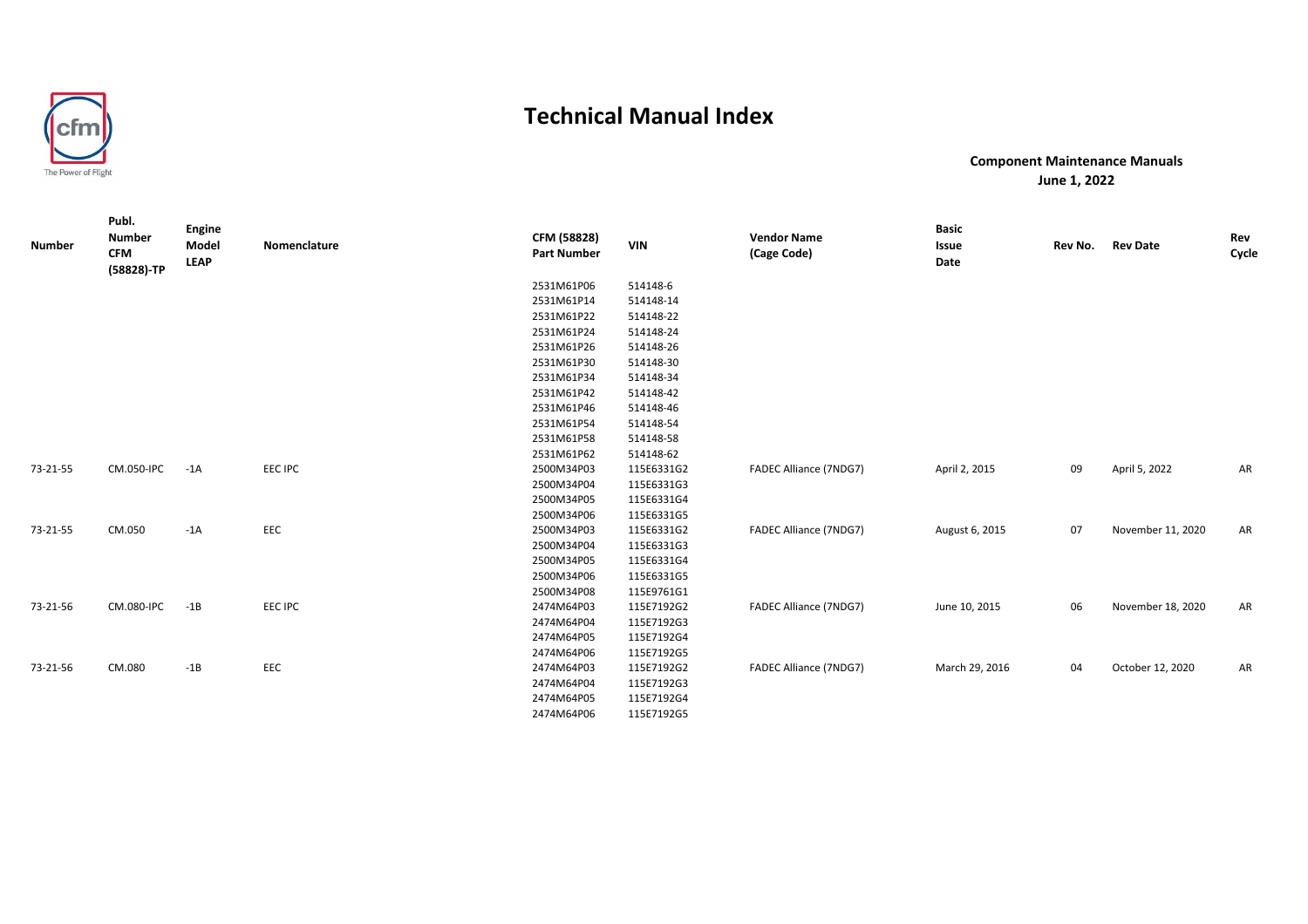# Technical Manual Index

**Component Maintenance Manuals**
**June 1, 2022**

| Number | Publ. Number CFM (58828)-TP | Engine Model LEAP | Nomenclature | CFM (58828) Part Number | VIN | Vendor Name (Cage Code) | Basic Issue Date | Rev No. | Rev Date | Rev Cycle |
|---|---|---|---|---|---|---|---|---|---|---|
| | | | | 2531M61P06 | 514148-6 | | | | | |
| | | | | 2531M61P14 | 514148-14 | | | | | |
| | | | | 2531M61P22 | 514148-22 | | | | | |
| | | | | 2531M61P24 | 514148-24 | | | | | |
| | | | | 2531M61P26 | 514148-26 | | | | | |
| | | | | 2531M61P30 | 514148-30 | | | | | |
| | | | | 2531M61P34 | 514148-34 | | | | | |
| | | | | 2531M61P42 | 514148-42 | | | | | |
| | | | | 2531M61P46 | 514148-46 | | | | | |
| | | | | 2531M61P54 | 514148-54 | | | | | |
| | | | | 2531M61P58 | 514148-58 | | | | | |
| | | | | 2531M61P62 | 514148-62 | | | | | |
| 73-21-55 | CM.050-IPC | -1A | EEC IPC | 2500M34P03 | 115E6331G2 | FADEC Alliance (7NDG7) | April 2, 2015 | 09 | April 5, 2022 | AR |
| | | | | 2500M34P04 | 115E6331G3 | | | | | |
| | | | | 2500M34P05 | 115E6331G4 | | | | | |
| | | | | 2500M34P06 | 115E6331G5 | | | | | |
| 73-21-55 | CM.050 | -1A | EEC | 2500M34P03 | 115E6331G2 | FADEC Alliance (7NDG7) | August 6, 2015 | 07 | November 11, 2020 | AR |
| | | | | 2500M34P04 | 115E6331G3 | | | | | |
| | | | | 2500M34P05 | 115E6331G4 | | | | | |
| | | | | 2500M34P06 | 115E6331G5 | | | | | |
| | | | | 2500M34P08 | 115E9761G1 | | | | | |
| 73-21-56 | CM.080-IPC | -1B | EEC IPC | 2474M64P03 | 115E7192G2 | FADEC Alliance (7NDG7) | June 10, 2015 | 06 | November 18, 2020 | AR |
| | | | | 2474M64P04 | 115E7192G3 | | | | | |
| | | | | 2474M64P05 | 115E7192G4 | | | | | |
| | | | | 2474M64P06 | 115E7192G5 | | | | | |
| 73-21-56 | CM.080 | -1B | EEC | 2474M64P03 | 115E7192G2 | FADEC Alliance (7NDG7) | March 29, 2016 | 04 | October 12, 2020 | AR |
| | | | | 2474M64P04 | 115E7192G3 | | | | | |
| | | | | 2474M64P05 | 115E7192G4 | | | | | |
| | | | | 2474M64P06 | 115E7192G5 | | | | | |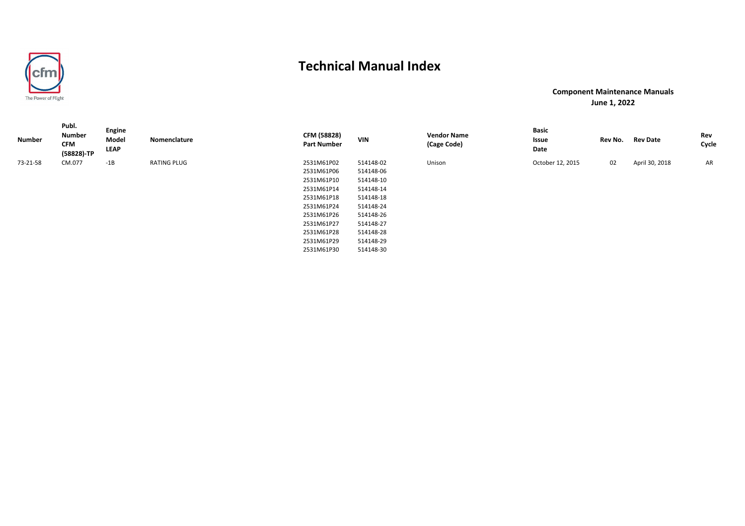The Power of Flight

# Technical Manual Index

**Component Maintenance Manuals**
**June 1, 2022**

| Number | Publ. Number CFM (58828)-TP | Engine Model LEAP | Nomenclature | CFM (58828) Part Number | VIN | Vendor Name (Cage Code) | Basic Issue Date | Rev No. | Rev Date | Rev Cycle |
|---|---|---|---|---|---|---|---|---|---|---|
| 73-21-58 | CM.077 | -1B | RATING PLUG | 2531M61P02 | 514148-02 | Unison | October 12, 2015 | 02 | April 30, 2018 | AR |
| | | | | 2531M61P06 | 514148-06 | | | | | |
| | | | | 2531M61P10 | 514148-10 | | | | | |
| | | | | 2531M61P14 | 514148-14 | | | | | |
| | | | | 2531M61P18 | 514148-18 | | | | | |
| | | | | 2531M61P24 | 514148-24 | | | | | |
| | | | | 2531M61P26 | 514148-26 | | | | | |
| | | | | 2531M61P27 | 514148-27 | | | | | |
| | | | | 2531M61P28 | 514148-28 | | | | | |
| | | | | 2531M61P29 | 514148-29 | | | | | |
| | | | | 2531M61P30 | 514148-30 | | | | | |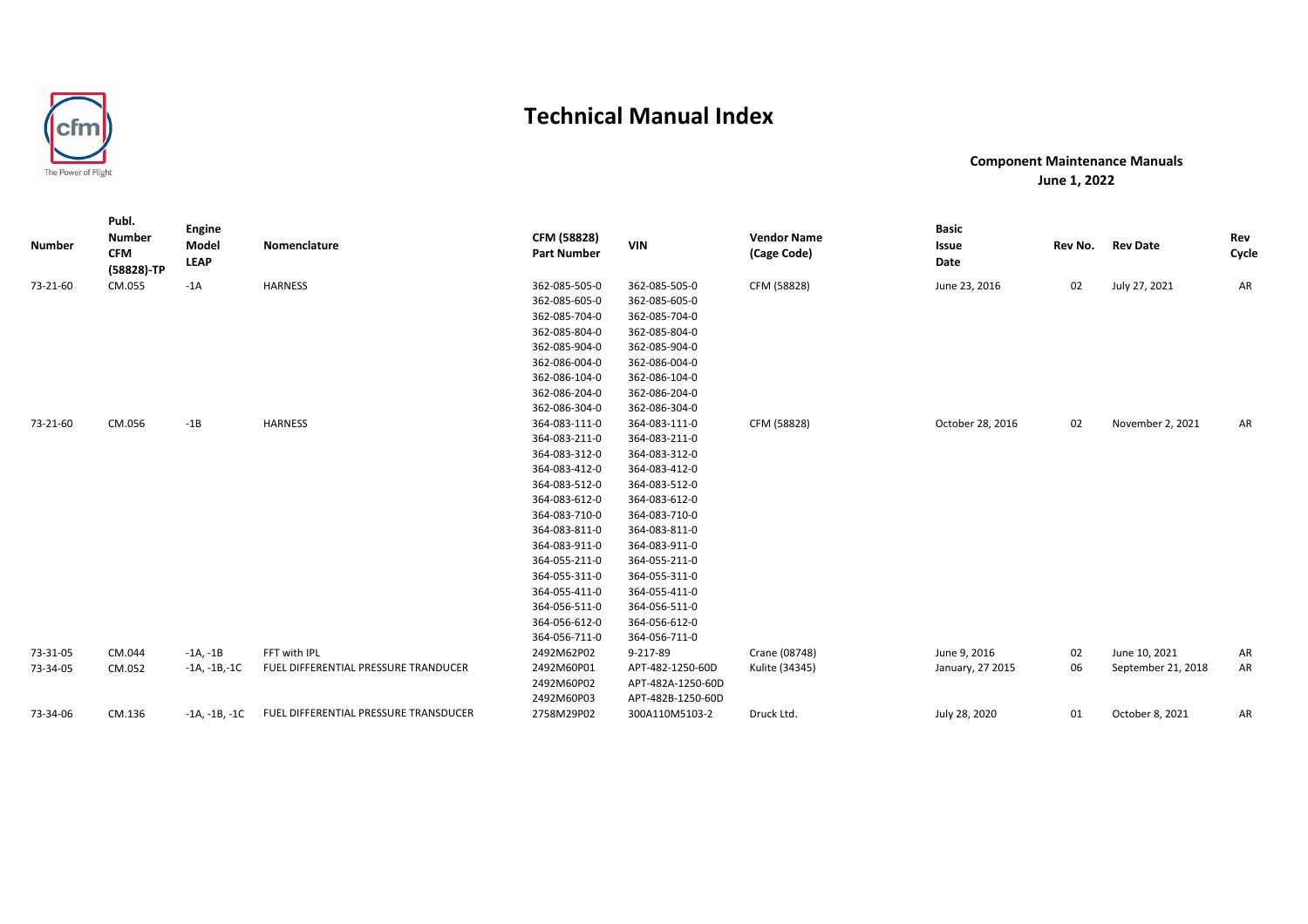# Technical Manual Index

**Component Maintenance Manuals**
**June 1, 2022**

| Number | Publ. Number CFM (58828)-TP | Engine Model LEAP | Nomenclature | CFM (58828) Part Number | VIN | Vendor Name (Cage Code) | Basic Issue Date | Rev No. | Rev Date | Rev Cycle |
|---|---|---|---|---|---|---|---|---|---|---|
| 73-21-60 | CM.055 | -1A | HARNESS | 362-085-505-0 | 362-085-505-0 | CFM (58828) | June 23, 2016 | 02 | July 27, 2021 | AR |
| | | | | 362-085-605-0 | 362-085-605-0 | | | | | |
| | | | | 362-085-704-0 | 362-085-704-0 | | | | | |
| | | | | 362-085-804-0 | 362-085-804-0 | | | | | |
| | | | | 362-085-904-0 | 362-085-904-0 | | | | | |
| | | | | 362-086-004-0 | 362-086-004-0 | | | | | |
| | | | | 362-086-104-0 | 362-086-104-0 | | | | | |
| | | | | 362-086-204-0 | 362-086-204-0 | | | | | |
| | | | | 362-086-304-0 | 362-086-304-0 | | | | | |
| 73-21-60 | CM.056 | -1B | HARNESS | 364-083-111-0 | 364-083-111-0 | CFM (58828) | October 28, 2016 | 02 | November 2, 2021 | AR |
| | | | | 364-083-211-0 | 364-083-211-0 | | | | | |
| | | | | 364-083-312-0 | 364-083-312-0 | | | | | |
| | | | | 364-083-412-0 | 364-083-412-0 | | | | | |
| | | | | 364-083-512-0 | 364-083-512-0 | | | | | |
| | | | | 364-083-612-0 | 364-083-612-0 | | | | | |
| | | | | 364-083-710-0 | 364-083-710-0 | | | | | |
| | | | | 364-083-811-0 | 364-083-811-0 | | | | | |
| | | | | 364-083-911-0 | 364-083-911-0 | | | | | |
| | | | | 364-055-211-0 | 364-055-211-0 | | | | | |
| | | | | 364-055-311-0 | 364-055-311-0 | | | | | |
| | | | | 364-055-411-0 | 364-055-411-0 | | | | | |
| | | | | 364-056-511-0 | 364-056-511-0 | | | | | |
| | | | | 364-056-612-0 | 364-056-612-0 | | | | | |
| | | | | 364-056-711-0 | 364-056-711-0 | | | | | |
| 73-31-05 | CM.044 | -1A, -1B | FFT with IPL | 2492M62P02 | 9-217-89 | Crane (08748) | June 9, 2016 | 02 | June 10, 2021 | AR |
| 73-34-05 | CM.052 | -1A, -1B,-1C | FUEL DIFFERENTIAL PRESSURE TRANDUCER | 2492M60P01 | APT-482-1250-60D | Kulite (34345) | January, 27 2015 | 06 | September 21, 2018 | AR |
| | | | | 2492M60P02 | APT-482A-1250-60D | | | | | |
| | | | | 2492M60P03 | APT-482B-1250-60D | | | | | |
| 73-34-06 | CM.136 | -1A, -1B, -1C | FUEL DIFFERENTIAL PRESSURE TRANSDUCER | 2758M29P02 | 300A110M5103-2 | Druck Ltd. | July 28, 2020 | 01 | October 8, 2021 | AR |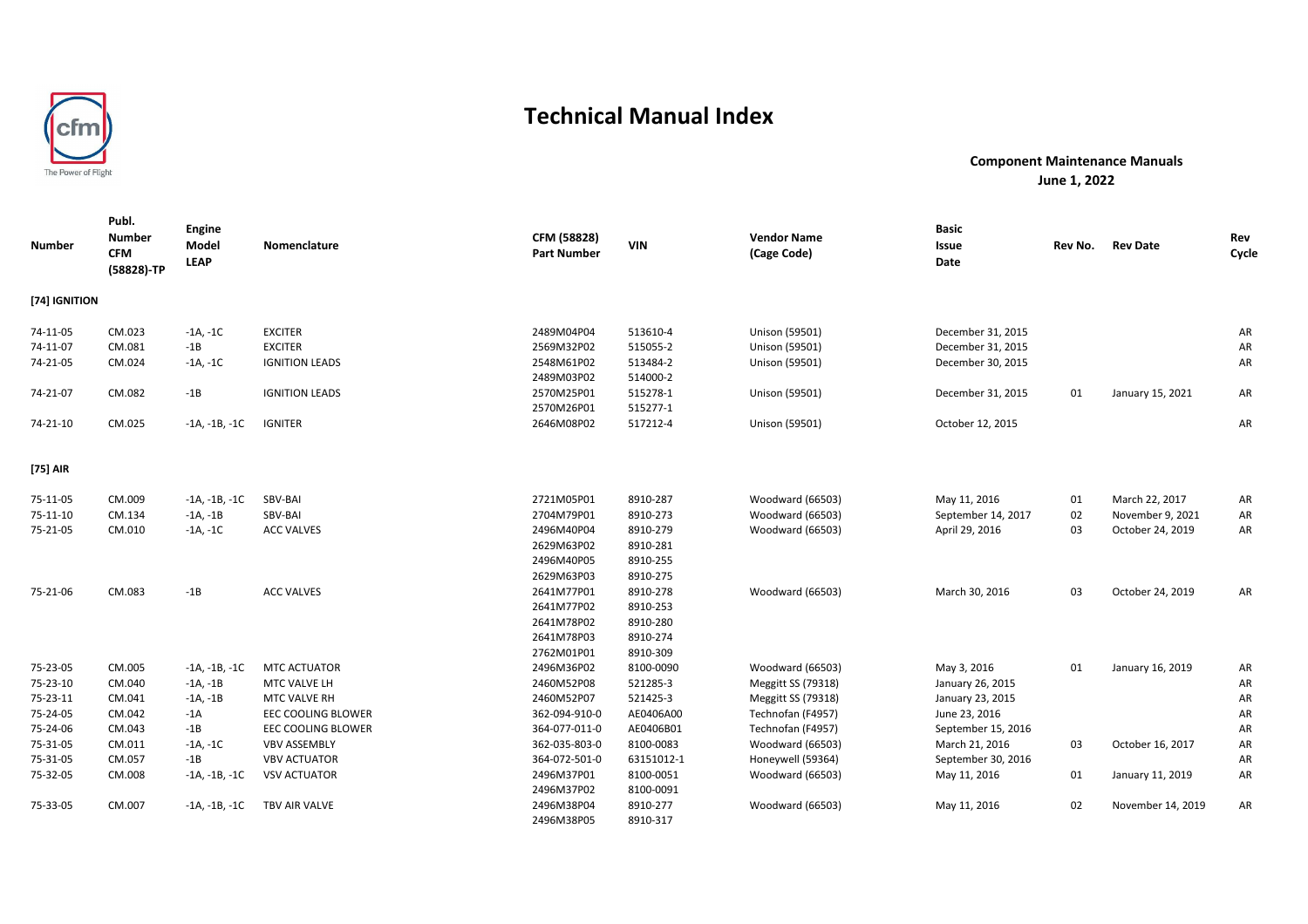# Technical Manual Index

**Component Maintenance Manuals**
**June 1, 2022**

| Number | Publ. Number CFM (58828)-TP | Engine Model LEAP | Nomenclature | CFM (58828) Part Number | VIN | Vendor Name (Cage Code) | Basic Issue Date | Rev No. | Rev Date | Rev Cycle |
|---|---|---|---|---|---|---|---|---|---|---|
| **[74] IGNITION** | | | | | | | | | | |
| 74-11-05 | CM.023 | -1A, -1C | EXCITER | 2489M04P04 | 513610-4 | Unison (59501) | December 31, 2015 | | | AR |
| 74-11-07 | CM.081 | -1B | EXCITER | 2569M32P02 | 515055-2 | Unison (59501) | December 31, 2015 | | | AR |
| 74-21-05 | CM.024 | -1A, -1C | IGNITION LEADS | 2548M61P02 | 513484-2 | Unison (59501) | December 30, 2015 | | | AR |
| | | | | 2489M03P02 | 514000-2 | | | | | |
| 74-21-07 | CM.082 | -1B | IGNITION LEADS | 2570M25P01 | 515278-1 | Unison (59501) | December 31, 2015 | 01 | January 15, 2021 | AR |
| | | | | 2570M26P01 | 515277-1 | | | | | |
| 74-21-10 | CM.025 | -1A, -1B, -1C | IGNITER | 2646M08P02 | 517212-4 | Unison (59501) | October 12, 2015 | | | AR |
| **[75] AIR** | | | | | | | | | | |
| 75-11-05 | CM.009 | -1A, -1B, -1C | SBV-BAI | 2721M05P01 | 8910-287 | Woodward (66503) | May 11, 2016 | 01 | March 22, 2017 | AR |
| 75-11-10 | CM.134 | -1A, -1B | SBV-BAI | 2704M79P01 | 8910-273 | Woodward (66503) | September 14, 2017 | 02 | November 9, 2021 | AR |
| 75-21-05 | CM.010 | -1A, -1C | ACC VALVES | 2496M40P04 | 8910-279 | Woodward (66503) | April 29, 2016 | 03 | October 24, 2019 | AR |
| | | | | 2629M63P02 | 8910-281 | | | | | |
| | | | | 2496M40P05 | 8910-255 | | | | | |
| | | | | 2629M63P03 | 8910-275 | | | | | |
| 75-21-06 | CM.083 | -1B | ACC VALVES | 2641M77P01 | 8910-278 | Woodward (66503) | March 30, 2016 | 03 | October 24, 2019 | AR |
| | | | | 2641M77P02 | 8910-253 | | | | | |
| | | | | 2641M78P02 | 8910-280 | | | | | |
| | | | | 2641M78P03 | 8910-274 | | | | | |
| | | | | 2762M01P01 | 8910-309 | | | | | |
| 75-23-05 | CM.005 | -1A, -1B, -1C | MTC ACTUATOR | 2496M36P02 | 8100-0090 | Woodward (66503) | May 3, 2016 | 01 | January 16, 2019 | AR |
| 75-23-10 | CM.040 | -1A, -1B | MTC VALVE LH | 2460M52P08 | 521285-3 | Meggitt SS (79318) | January 26, 2015 | | | AR |
| 75-23-11 | CM.041 | -1A, -1B | MTC VALVE RH | 2460M52P07 | 521425-3 | Meggitt SS (79318) | January 23, 2015 | | | AR |
| 75-24-05 | CM.042 | -1A | EEC COOLING BLOWER | 362-094-910-0 | AE0406A00 | Technofan (F4957) | June 23, 2016 | | | AR |
| 75-24-06 | CM.043 | -1B | EEC COOLING BLOWER | 364-077-011-0 | AE0406B01 | Technofan (F4957) | September 15, 2016 | | | AR |
| 75-31-05 | CM.011 | -1A, -1C | VBV ASSEMBLY | 362-035-803-0 | 8100-0083 | Woodward (66503) | March 21, 2016 | 03 | October 16, 2017 | AR |
| 75-31-05 | CM.057 | -1B | VBV ACTUATOR | 364-072-501-0 | 63151012-1 | Honeywell (59364) | September 30, 2016 | | | AR |
| 75-32-05 | CM.008 | -1A, -1B, -1C | VSV ACTUATOR | 2496M37P01 | 8100-0051 | Woodward (66503) | May 11, 2016 | 01 | January 11, 2019 | AR |
| | | | | 2496M37P02 | 8100-0091 | | | | | |
| 75-33-05 | CM.007 | -1A, -1B, -1C | TBV AIR VALVE | 2496M38P04 | 8910-277 | Woodward (66503) | May 11, 2016 | 02 | November 14, 2019 | AR |
| | | | | 2496M38P05 | 8910-317 | | | | | |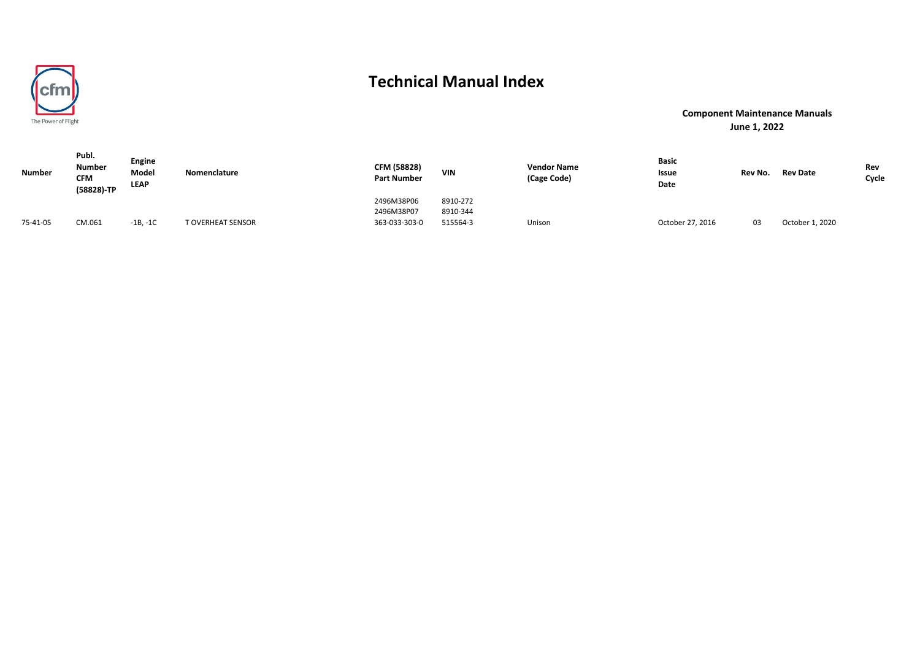# Technical Manual Index

**Component Maintenance Manuals**
**June 1, 2022**

| Number | Publ. Number CFM (58828)-TP | Engine Model LEAP | Nomenclature | CFM (58828) Part Number | VIN | Vendor Name (Cage Code) | Basic Issue Date | Rev No. | Rev Date | Rev Cycle |
|---|---|---|---|---|---|---|---|---|---|---|
| | | | | 2496M38P06 | 8910-272 | | | | | |
| | | | | 2496M38P07 | 8910-344 | | | | | |
| 75-41-05 | CM.061 | -1B, -1C | T OVERHEAT SENSOR | 363-033-303-0 | 515564-3 | Unison | October 27, 2016 | 03 | October 1, 2020 | |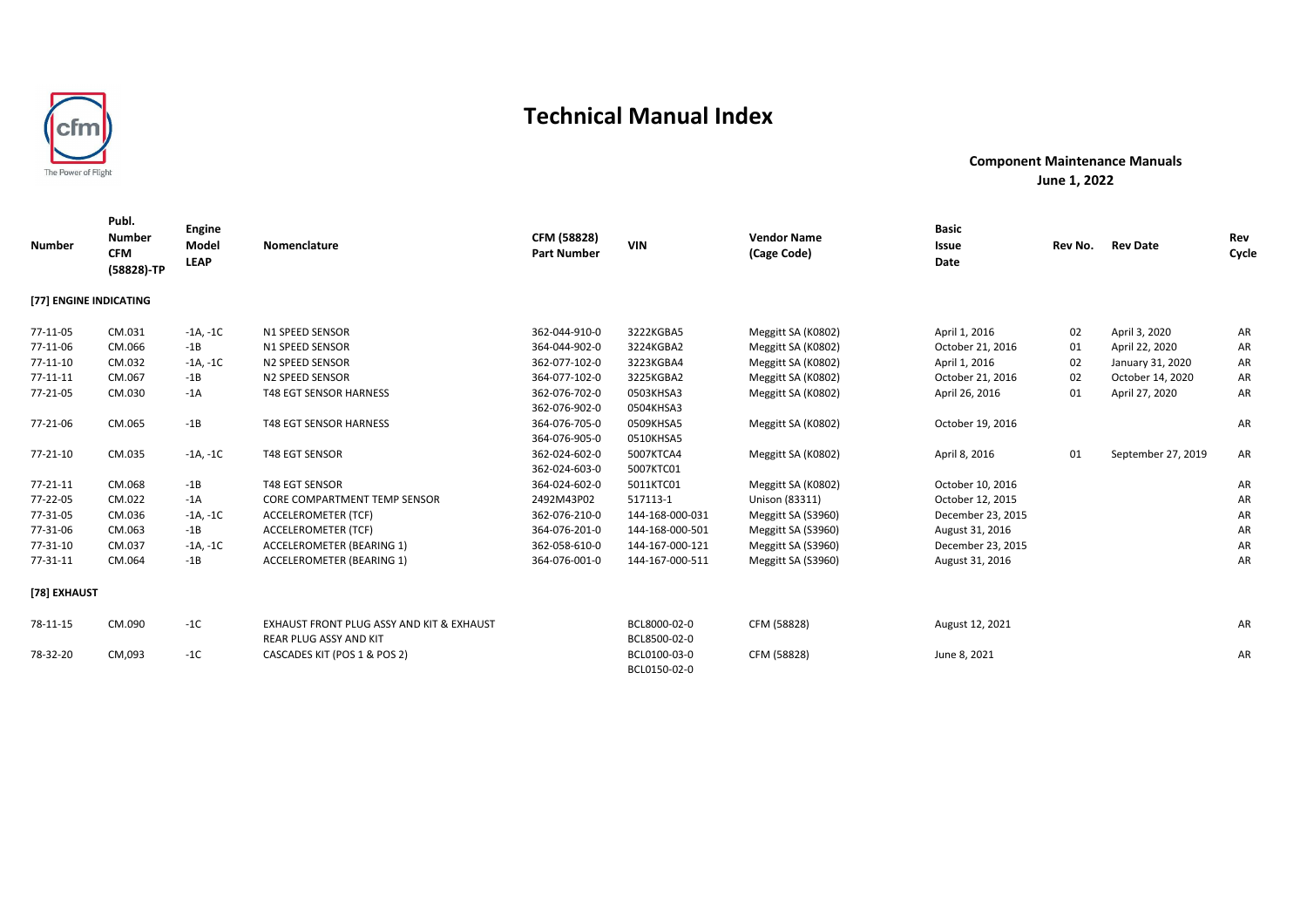# Technical Manual Index

**Component Maintenance Manuals**
**June 1, 2022**

| Number | Publ. Number CFM (58828)-TP | Engine Model LEAP | Nomenclature | CFM (58828) Part Number | VIN | Vendor Name (Cage Code) | Basic Issue Date | Rev No. | Rev Date | Rev Cycle |
|---|---|---|---|---|---|---|---|---|---|---|
| **[77] ENGINE INDICATING** | | | | | | | | | | |
| 77-11-05 | CM.031 | -1A, -1C | N1 SPEED SENSOR | 362-044-910-0 | 3222KGBA5 | Meggitt SA (K0802) | April 1, 2016 | 02 | April 3, 2020 | AR |
| 77-11-06 | CM.066 | -1B | N1 SPEED SENSOR | 364-044-902-0 | 3224KGBA2 | Meggitt SA (K0802) | October 21, 2016 | 01 | April 22, 2020 | AR |
| 77-11-10 | CM.032 | -1A, -1C | N2 SPEED SENSOR | 362-077-102-0 | 3223KGBA4 | Meggitt SA (K0802) | April 1, 2016 | 02 | January 31, 2020 | AR |
| 77-11-11 | CM.067 | -1B | N2 SPEED SENSOR | 364-077-102-0 | 3225KGBA2 | Meggitt SA (K0802) | October 21, 2016 | 02 | October 14, 2020 | AR |
| 77-21-05 | CM.030 | -1A | T48 EGT SENSOR HARNESS | 362-076-702-0<br>362-076-902-0 | 0503KHSA3<br>0504KHSA3 | Meggitt SA (K0802) | April 26, 2016 | 01 | April 27, 2020 | AR |
| 77-21-06 | CM.065 | -1B | T48 EGT SENSOR HARNESS | 364-076-705-0<br>364-076-905-0 | 0509KHSA5<br>0510KHSA5 | Meggitt SA (K0802) | October 19, 2016 | | | AR |
| 77-21-10 | CM.035 | -1A, -1C | T48 EGT SENSOR | 362-024-602-0<br>362-024-603-0 | 5007KTCA4<br>5007KTC01 | Meggitt SA (K0802) | April 8, 2016 | 01 | September 27, 2019 | AR |
| 77-21-11 | CM.068 | -1B | T48 EGT SENSOR | 364-024-602-0 | 5011KTC01 | Meggitt SA (K0802) | October 10, 2016 | | | AR |
| 77-22-05 | CM.022 | -1A | CORE COMPARTMENT TEMP SENSOR | 2492M43P02 | 517113-1 | Unison (83311) | October 12, 2015 | | | AR |
| 77-31-05 | CM.036 | -1A, -1C | ACCELEROMETER (TCF) | 362-076-210-0 | 144-168-000-031 | Meggitt SA (S3960) | December 23, 2015 | | | AR |
| 77-31-06 | CM.063 | -1B | ACCELEROMETER (TCF) | 364-076-201-0 | 144-168-000-501 | Meggitt SA (S3960) | August 31, 2016 | | | AR |
| 77-31-10 | CM.037 | -1A, -1C | ACCELEROMETER (BEARING 1) | 362-058-610-0 | 144-167-000-121 | Meggitt SA (S3960) | December 23, 2015 | | | AR |
| 77-31-11 | CM.064 | -1B | ACCELEROMETER (BEARING 1) | 364-076-001-0 | 144-167-000-511 | Meggitt SA (S3960) | August 31, 2016 | | | AR |
| **[78] EXHAUST** | | | | | | | | | | |
| 78-11-15 | CM.090 | -1C | EXHAUST FRONT PLUG ASSY AND KIT & EXHAUST REAR PLUG ASSY AND KIT | | BCL8000-02-0<br>BCL8500-02-0 | CFM (58828) | August 12, 2021 | | | AR |
| 78-32-20 | CM,093 | -1C | CASCADES KIT (POS 1 & POS 2) | | BCL0100-03-0<br>BCL0150-02-0 | CFM (58828) | June 8, 2021 | | | AR |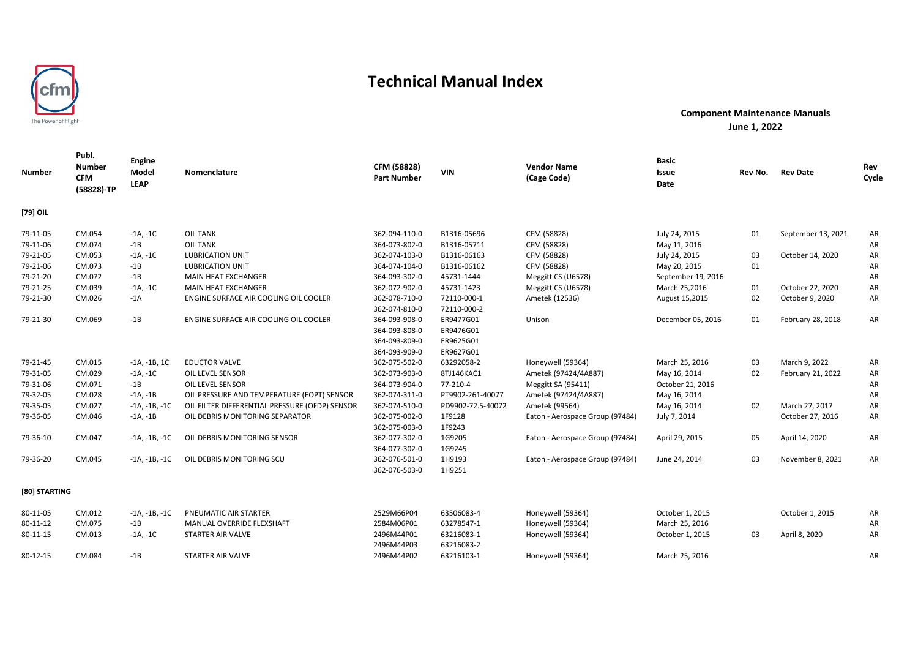# Technical Manual Index

**Component Maintenance Manuals**
**June 1, 2022**

| Number | Publ. Number CFM (58828)-TP | Engine Model LEAP | Nomenclature | CFM (58828) Part Number | VIN | Vendor Name (Cage Code) | Basic Issue Date | Rev No. | Rev Date | Rev Cycle |
|---|---|---|---|---|---|---|---|---|---|---|
| **[79] OIL** | | | | | | | | | | |
| 79-11-05 | CM.054 | -1A, -1C | OIL TANK | 362-094-110-0 | B1316-05696 | CFM (58828) | July 24, 2015 | 01 | September 13, 2021 | AR |
| 79-11-06 | CM.074 | -1B | OIL TANK | 364-073-802-0 | B1316-05711 | CFM (58828) | May 11, 2016 | | | AR |
| 79-21-05 | CM.053 | -1A, -1C | LUBRICATION UNIT | 362-074-103-0 | B1316-06163 | CFM (58828) | July 24, 2015 | 03 | October 14, 2020 | AR |
| 79-21-06 | CM.073 | -1B | LUBRICATION UNIT | 364-074-104-0 | B1316-06162 | CFM (58828) | May 20, 2015 | 01 | | AR |
| 79-21-20 | CM.072 | -1B | MAIN HEAT EXCHANGER | 364-093-302-0 | 45731-1444 | Meggitt CS (U6578) | September 19, 2016 | | | AR |
| 79-21-25 | CM.039 | -1A, -1C | MAIN HEAT EXCHANGER | 362-072-902-0 | 45731-1423 | Meggitt CS (U6578) | March 25,2016 | 01 | October 22, 2020 | AR |
| 79-21-30 | CM.026 | -1A | ENGINE SURFACE AIR COOLING OIL COOLER | 362-078-710-0 | 72110-000-1 | Ametek (12536) | August 15,2015 | 02 | October 9, 2020 | AR |
| | | | | 362-074-810-0 | 72110-000-2 | | | | | |
| 79-21-30 | CM.069 | -1B | ENGINE SURFACE AIR COOLING OIL COOLER | 364-093-908-0 | ER9477G01 | Unison | December 05, 2016 | 01 | February 28, 2018 | AR |
| | | | | 364-093-808-0 | ER9476G01 | | | | | |
| | | | | 364-093-809-0 | ER9625G01 | | | | | |
| | | | | 364-093-909-0 | ER9627G01 | | | | | |
| 79-21-45 | CM.015 | -1A, -1B, 1C | EDUCTOR VALVE | 362-075-502-0 | 63292058-2 | Honeywell (59364) | March 25, 2016 | 03 | March 9, 2022 | AR |
| 79-31-05 | CM.029 | -1A, -1C | OIL LEVEL SENSOR | 362-073-903-0 | 8TJ146KAC1 | Ametek (97424/4A887) | May 16, 2014 | 02 | February 21, 2022 | AR |
| 79-31-06 | CM.071 | -1B | OIL LEVEL SENSOR | 364-073-904-0 | 77-210-4 | Meggitt SA (95411) | October 21, 2016 | | | AR |
| 79-32-05 | CM.028 | -1A, -1B | OIL PRESSURE AND TEMPERATURE (EOPT) SENSOR | 362-074-311-0 | PT9902-261-40077 | Ametek (97424/4A887) | May 16, 2014 | | | AR |
| 79-35-05 | CM.027 | -1A, -1B, -1C | OIL FILTER DIFFERENTIAL PRESSURE (OFDP) SENSOR | 362-074-510-0 | PD9902-72.5-40072 | Ametek (99564) | May 16, 2014 | 02 | March 27, 2017 | AR |
| 79-36-05 | CM.046 | -1A, -1B | OIL DEBRIS MONITORING SEPARATOR | 362-075-002-0 | 1F9128 | Eaton - Aerospace Group (97484) | July 7, 2014 | | October 27, 2016 | AR |
| | | | | 362-075-003-0 | 1F9243 | | | | | |
| 79-36-10 | CM.047 | -1A, -1B, -1C | OIL DEBRIS MONITORING SENSOR | 362-077-302-0 | 1G9205 | Eaton - Aerospace Group (97484) | April 29, 2015 | 05 | April 14, 2020 | AR |
| | | | | 364-077-302-0 | 1G9245 | | | | | |
| 79-36-20 | CM.045 | -1A, -1B, -1C | OIL DEBRIS MONITORING SCU | 362-076-501-0 | 1H9193 | Eaton - Aerospace Group (97484) | June 24, 2014 | 03 | November 8, 2021 | AR |
| | | | | 362-076-503-0 | 1H9251 | | | | | |
| **[80] STARTING** | | | | | | | | | | |
| 80-11-05 | CM.012 | -1A, -1B, -1C | PNEUMATIC AIR STARTER | 2529M66P04 | 63506083-4 | Honeywell (59364) | October 1, 2015 | | October 1, 2015 | AR |
| 80-11-12 | CM.075 | -1B | MANUAL OVERRIDE FLEXSHAFT | 2584M06P01 | 63278547-1 | Honeywell (59364) | March 25, 2016 | | | AR |
| 80-11-15 | CM.013 | -1A, -1C | STARTER AIR VALVE | 2496M44P01 | 63216083-1 | Honeywell (59364) | October 1, 2015 | 03 | April 8, 2020 | AR |
| | | | | 2496M44P03 | 63216083-2 | | | | | |
| 80-12-15 | CM.084 | -1B | STARTER AIR VALVE | 2496M44P02 | 63216103-1 | Honeywell (59364) | March 25, 2016 | | | AR |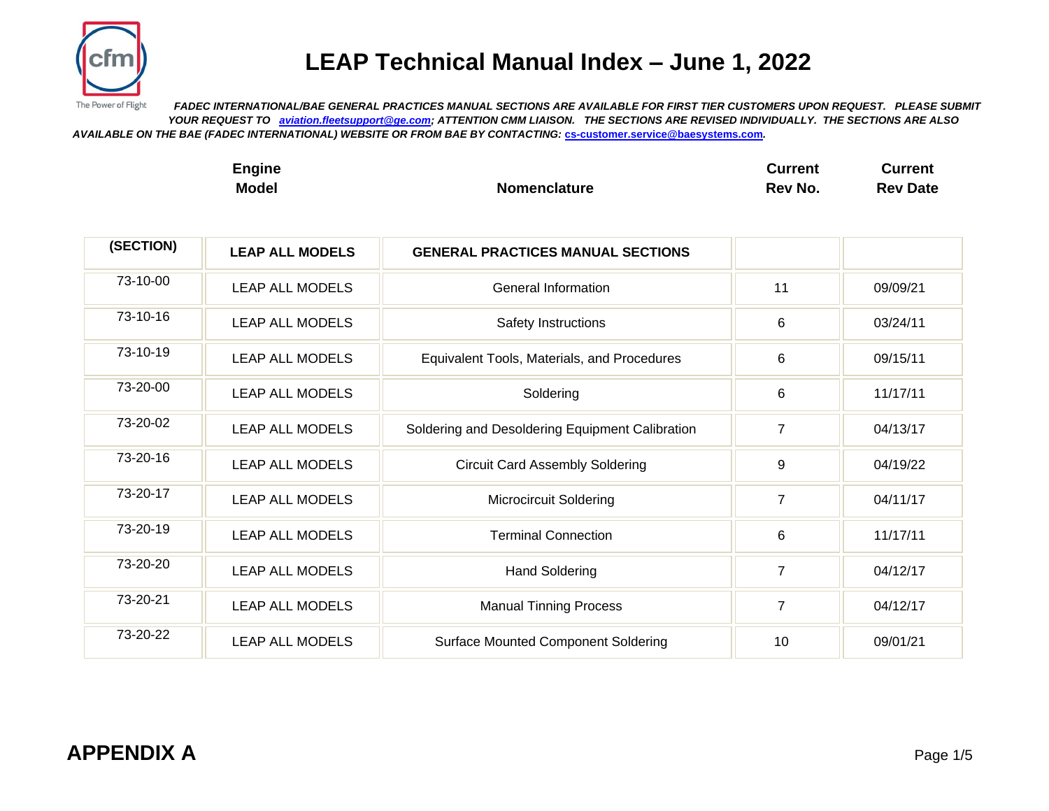# LEAP Technical Manual Index – June 1, 2022

***FADEC INTERNATIONAL/BAE GENERAL PRACTICES MANUAL SECTIONS ARE AVAILABLE FOR FIRST TIER CUSTOMERS UPON REQUEST. PLEASE SUBMIT YOUR REQUEST TO [aviation.fleetsupport@ge.com](mailto:aviation.fleetsupport@ge.com); ATTENTION CMM LIAISON. THE SECTIONS ARE REVISED INDIVIDUALLY. THE SECTIONS ARE ALSO AVAILABLE ON THE BAE (FADEC INTERNATIONAL) WEBSITE OR FROM BAE BY CONTACTING: [cs-customer.service@baesystems.com](mailto:cs-customer.service@baesystems.com).***

| | Engine Model | Nomenclature | Current Rev No. | Current Rev Date |
|---|---|---|---|---|
| **(SECTION)** | **LEAP ALL MODELS** | **GENERAL PRACTICES MANUAL SECTIONS** | | |
| 73-10-00 | LEAP ALL MODELS | General Information | 11 | 09/09/21 |
| 73-10-16 | LEAP ALL MODELS | Safety Instructions | 6 | 03/24/11 |
| 73-10-19 | LEAP ALL MODELS | Equivalent Tools, Materials, and Procedures | 6 | 09/15/11 |
| 73-20-00 | LEAP ALL MODELS | Soldering | 6 | 11/17/11 |
| 73-20-02 | LEAP ALL MODELS | Soldering and Desoldering Equipment Calibration | 7 | 04/13/17 |
| 73-20-16 | LEAP ALL MODELS | Circuit Card Assembly Soldering | 9 | 04/19/22 |
| 73-20-17 | LEAP ALL MODELS | Microcircuit Soldering | 7 | 04/11/17 |
| 73-20-19 | LEAP ALL MODELS | Terminal Connection | 6 | 11/17/11 |
| 73-20-20 | LEAP ALL MODELS | Hand Soldering | 7 | 04/12/17 |
| 73-20-21 | LEAP ALL MODELS | Manual Tinning Process | 7 | 04/12/17 |
| 73-20-22 | LEAP ALL MODELS | Surface Mounted Component Soldering | 10 | 09/01/21 |

## APPENDIX A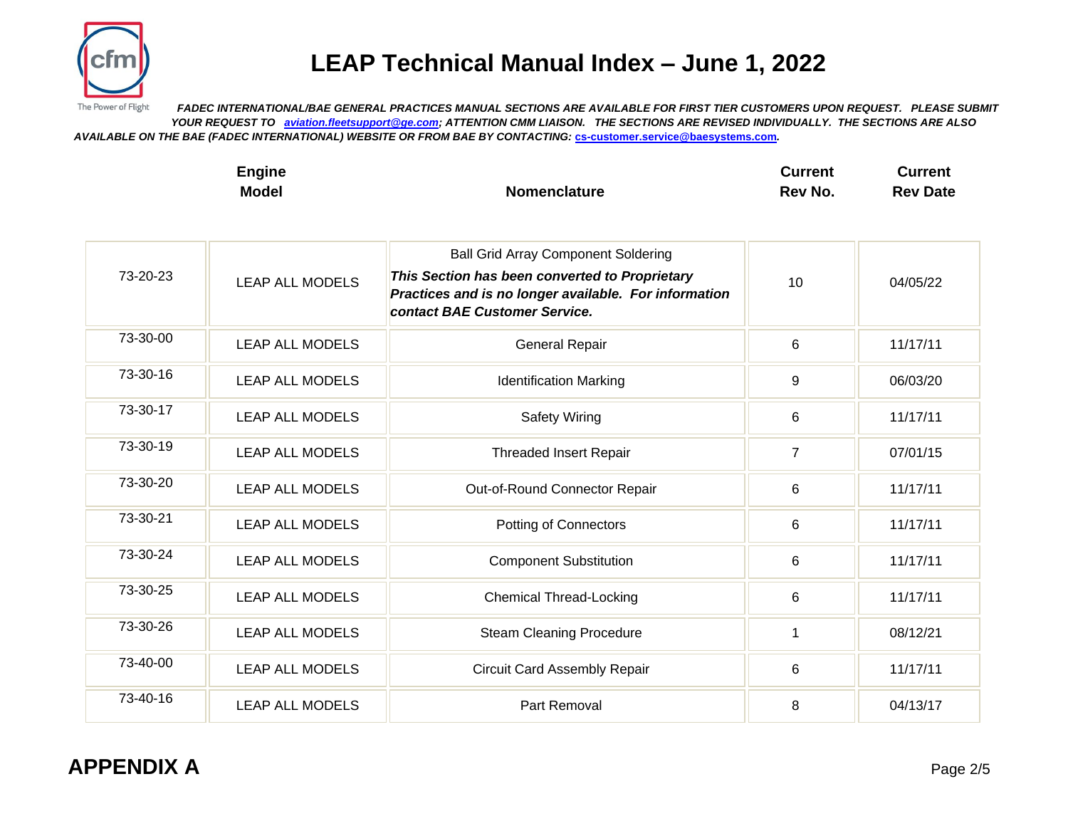# LEAP Technical Manual Index – June 1, 2022

*FADEC INTERNATIONAL/BAE GENERAL PRACTICES MANUAL SECTIONS ARE AVAILABLE FOR FIRST TIER CUSTOMERS UPON REQUEST. PLEASE SUBMIT YOUR REQUEST TO aviation.fleetsupport@ge.com; ATTENTION CMM LIAISON. THE SECTIONS ARE REVISED INDIVIDUALLY. THE SECTIONS ARE ALSO AVAILABLE ON THE BAE (FADEC INTERNATIONAL) WEBSITE OR FROM BAE BY CONTACTING: cs-customer.service@baesystems.com.*

| | Engine Model | Nomenclature | Current Rev No. | Current Rev Date |
|---|---|---|---|---|
| 73-20-23 | LEAP ALL MODELS | Ball Grid Array Component Soldering ***This Section has been converted to Proprietary Practices and is no longer available. For information contact BAE Customer Service.*** | 10 | 04/05/22 |
| 73-30-00 | LEAP ALL MODELS | General Repair | 6 | 11/17/11 |
| 73-30-16 | LEAP ALL MODELS | Identification Marking | 9 | 06/03/20 |
| 73-30-17 | LEAP ALL MODELS | Safety Wiring | 6 | 11/17/11 |
| 73-30-19 | LEAP ALL MODELS | Threaded Insert Repair | 7 | 07/01/15 |
| 73-30-20 | LEAP ALL MODELS | Out-of-Round Connector Repair | 6 | 11/17/11 |
| 73-30-21 | LEAP ALL MODELS | Potting of Connectors | 6 | 11/17/11 |
| 73-30-24 | LEAP ALL MODELS | Component Substitution | 6 | 11/17/11 |
| 73-30-25 | LEAP ALL MODELS | Chemical Thread-Locking | 6 | 11/17/11 |
| 73-30-26 | LEAP ALL MODELS | Steam Cleaning Procedure | 1 | 08/12/21 |
| 73-40-00 | LEAP ALL MODELS | Circuit Card Assembly Repair | 6 | 11/17/11 |
| 73-40-16 | LEAP ALL MODELS | Part Removal | 8 | 04/13/17 |

**APPENDIX A**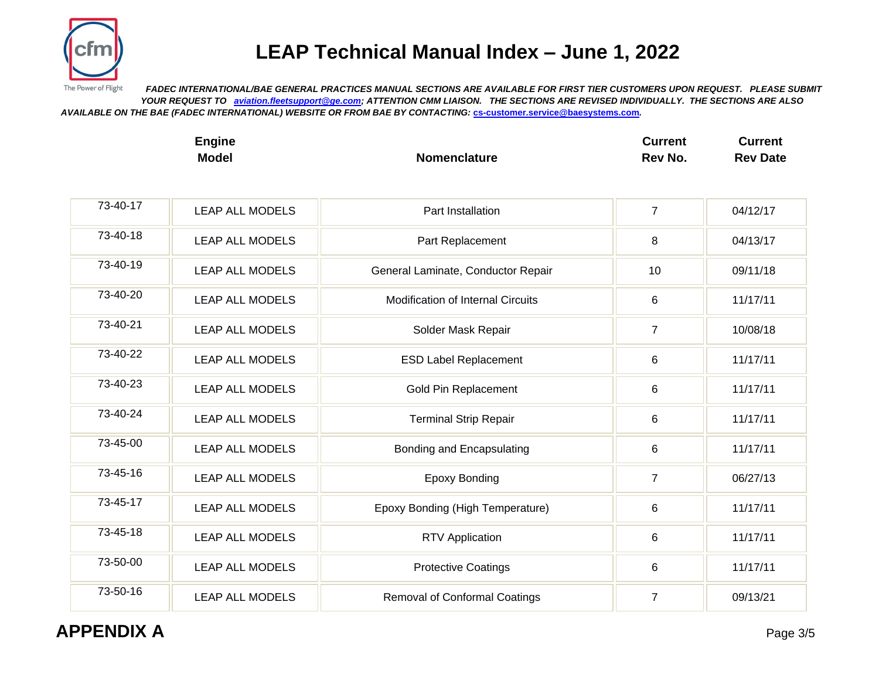# LEAP Technical Manual Index – June 1, 2022

*FADEC INTERNATIONAL/BAE GENERAL PRACTICES MANUAL SECTIONS ARE AVAILABLE FOR FIRST TIER CUSTOMERS UPON REQUEST. PLEASE SUBMIT YOUR REQUEST TO aviation.fleetsupport@ge.com; ATTENTION CMM LIAISON. THE SECTIONS ARE REVISED INDIVIDUALLY. THE SECTIONS ARE ALSO AVAILABLE ON THE BAE (FADEC INTERNATIONAL) WEBSITE OR FROM BAE BY CONTACTING: cs-customer.service@baesystems.com.*

| | Engine Model | Nomenclature | Current Rev No. | Current Rev Date |
|---|---|---|---|---|
| 73-40-17 | LEAP ALL MODELS | Part Installation | 7 | 04/12/17 |
| 73-40-18 | LEAP ALL MODELS | Part Replacement | 8 | 04/13/17 |
| 73-40-19 | LEAP ALL MODELS | General Laminate, Conductor Repair | 10 | 09/11/18 |
| 73-40-20 | LEAP ALL MODELS | Modification of Internal Circuits | 6 | 11/17/11 |
| 73-40-21 | LEAP ALL MODELS | Solder Mask Repair | 7 | 10/08/18 |
| 73-40-22 | LEAP ALL MODELS | ESD Label Replacement | 6 | 11/17/11 |
| 73-40-23 | LEAP ALL MODELS | Gold Pin Replacement | 6 | 11/17/11 |
| 73-40-24 | LEAP ALL MODELS | Terminal Strip Repair | 6 | 11/17/11 |
| 73-45-00 | LEAP ALL MODELS | Bonding and Encapsulating | 6 | 11/17/11 |
| 73-45-16 | LEAP ALL MODELS | Epoxy Bonding | 7 | 06/27/13 |
| 73-45-17 | LEAP ALL MODELS | Epoxy Bonding (High Temperature) | 6 | 11/17/11 |
| 73-45-18 | LEAP ALL MODELS | RTV Application | 6 | 11/17/11 |
| 73-50-00 | LEAP ALL MODELS | Protective Coatings | 6 | 11/17/11 |
| 73-50-16 | LEAP ALL MODELS | Removal of Conformal Coatings | 7 | 09/13/21 |

**APPENDIX A**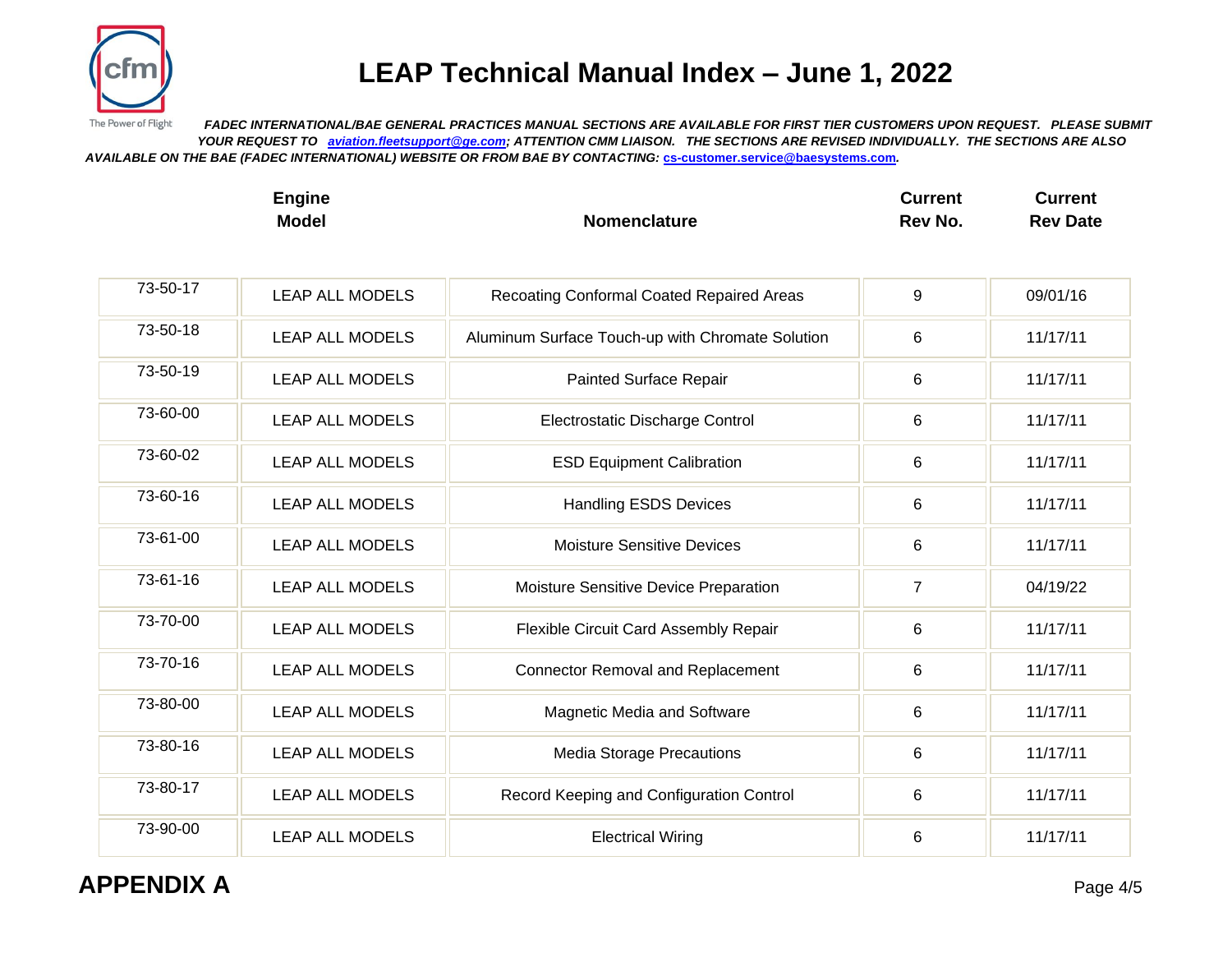# LEAP Technical Manual Index – June 1, 2022

*FADEC INTERNATIONAL/BAE GENERAL PRACTICES MANUAL SECTIONS ARE AVAILABLE FOR FIRST TIER CUSTOMERS UPON REQUEST. PLEASE SUBMIT YOUR REQUEST TO aviation.fleetsupport@ge.com; ATTENTION CMM LIAISON. THE SECTIONS ARE REVISED INDIVIDUALLY. THE SECTIONS ARE ALSO AVAILABLE ON THE BAE (FADEC INTERNATIONAL) WEBSITE OR FROM BAE BY CONTACTING: cs-customer.service@baesystems.com.*

| | Engine Model | Nomenclature | Current Rev No. | Current Rev Date |
|---|---|---|---|---|
| 73-50-17 | LEAP ALL MODELS | Recoating Conformal Coated Repaired Areas | 9 | 09/01/16 |
| 73-50-18 | LEAP ALL MODELS | Aluminum Surface Touch-up with Chromate Solution | 6 | 11/17/11 |
| 73-50-19 | LEAP ALL MODELS | Painted Surface Repair | 6 | 11/17/11 |
| 73-60-00 | LEAP ALL MODELS | Electrostatic Discharge Control | 6 | 11/17/11 |
| 73-60-02 | LEAP ALL MODELS | ESD Equipment Calibration | 6 | 11/17/11 |
| 73-60-16 | LEAP ALL MODELS | Handling ESDS Devices | 6 | 11/17/11 |
| 73-61-00 | LEAP ALL MODELS | Moisture Sensitive Devices | 6 | 11/17/11 |
| 73-61-16 | LEAP ALL MODELS | Moisture Sensitive Device Preparation | 7 | 04/19/22 |
| 73-70-00 | LEAP ALL MODELS | Flexible Circuit Card Assembly Repair | 6 | 11/17/11 |
| 73-70-16 | LEAP ALL MODELS | Connector Removal and Replacement | 6 | 11/17/11 |
| 73-80-00 | LEAP ALL MODELS | Magnetic Media and Software | 6 | 11/17/11 |
| 73-80-16 | LEAP ALL MODELS | Media Storage Precautions | 6 | 11/17/11 |
| 73-80-17 | LEAP ALL MODELS | Record Keeping and Configuration Control | 6 | 11/17/11 |
| 73-90-00 | LEAP ALL MODELS | Electrical Wiring | 6 | 11/17/11 |

**APPENDIX A**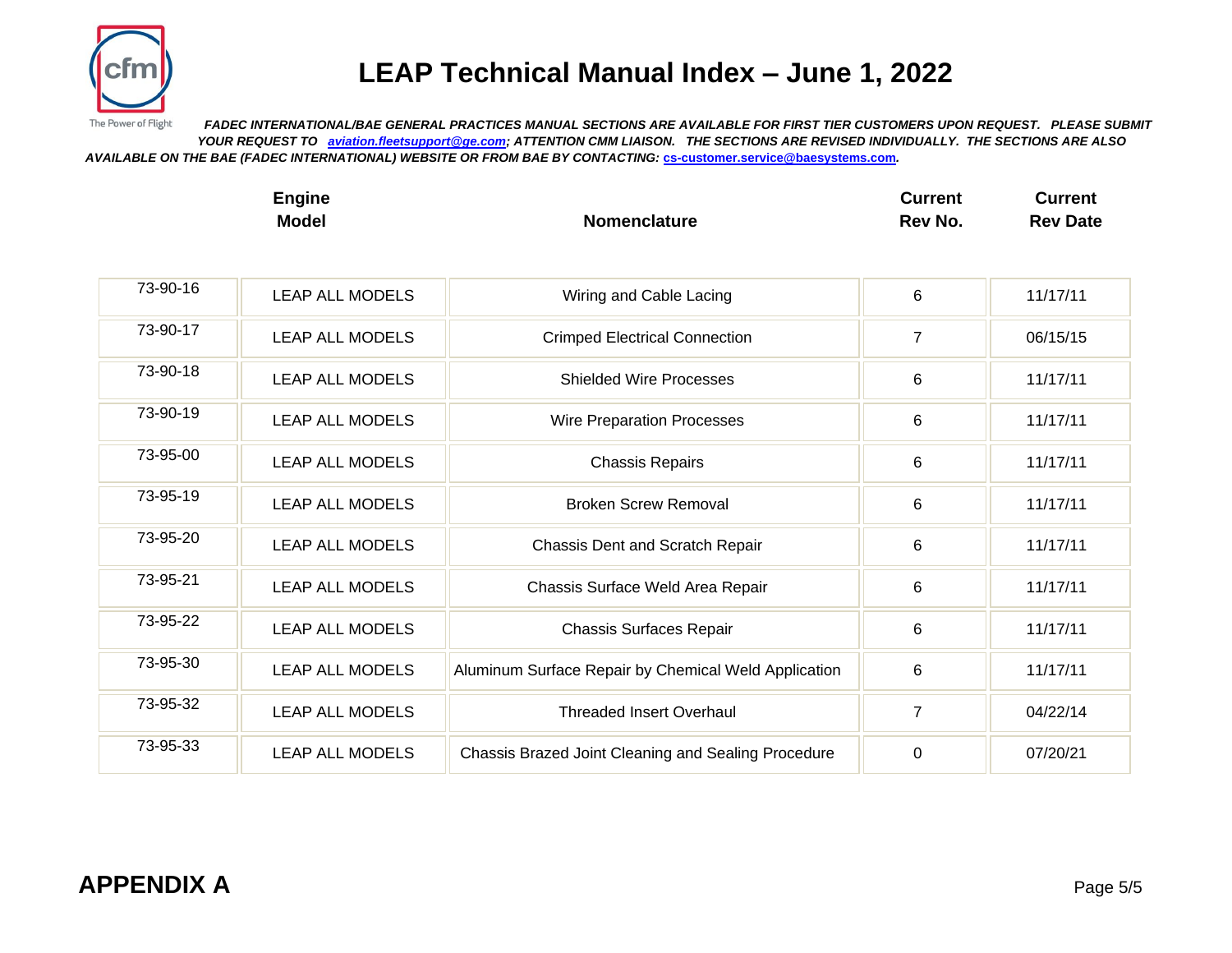# LEAP Technical Manual Index – June 1, 2022

***FADEC INTERNATIONAL/BAE GENERAL PRACTICES MANUAL SECTIONS ARE AVAILABLE FOR FIRST TIER CUSTOMERS UPON REQUEST. PLEASE SUBMIT YOUR REQUEST TO [aviation.fleetsupport@ge.com](mailto:aviation.fleetsupport@ge.com); ATTENTION CMM LIAISON. THE SECTIONS ARE REVISED INDIVIDUALLY. THE SECTIONS ARE ALSO AVAILABLE ON THE BAE (FADEC INTERNATIONAL) WEBSITE OR FROM BAE BY CONTACTING: [cs-customer.service@baesystems.com](mailto:cs-customer.service@baesystems.com).***

| | Engine Model | Nomenclature | Current Rev No. | Current Rev Date |
|---|---|---|---|---|
| 73-90-16 | LEAP ALL MODELS | Wiring and Cable Lacing | 6 | 11/17/11 |
| 73-90-17 | LEAP ALL MODELS | Crimped Electrical Connection | 7 | 06/15/15 |
| 73-90-18 | LEAP ALL MODELS | Shielded Wire Processes | 6 | 11/17/11 |
| 73-90-19 | LEAP ALL MODELS | Wire Preparation Processes | 6 | 11/17/11 |
| 73-95-00 | LEAP ALL MODELS | Chassis Repairs | 6 | 11/17/11 |
| 73-95-19 | LEAP ALL MODELS | Broken Screw Removal | 6 | 11/17/11 |
| 73-95-20 | LEAP ALL MODELS | Chassis Dent and Scratch Repair | 6 | 11/17/11 |
| 73-95-21 | LEAP ALL MODELS | Chassis Surface Weld Area Repair | 6 | 11/17/11 |
| 73-95-22 | LEAP ALL MODELS | Chassis Surfaces Repair | 6 | 11/17/11 |
| 73-95-30 | LEAP ALL MODELS | Aluminum Surface Repair by Chemical Weld Application | 6 | 11/17/11 |
| 73-95-32 | LEAP ALL MODELS | Threaded Insert Overhaul | 7 | 04/22/14 |
| 73-95-33 | LEAP ALL MODELS | Chassis Brazed Joint Cleaning and Sealing Procedure | 0 | 07/20/21 |

**APPENDIX A**